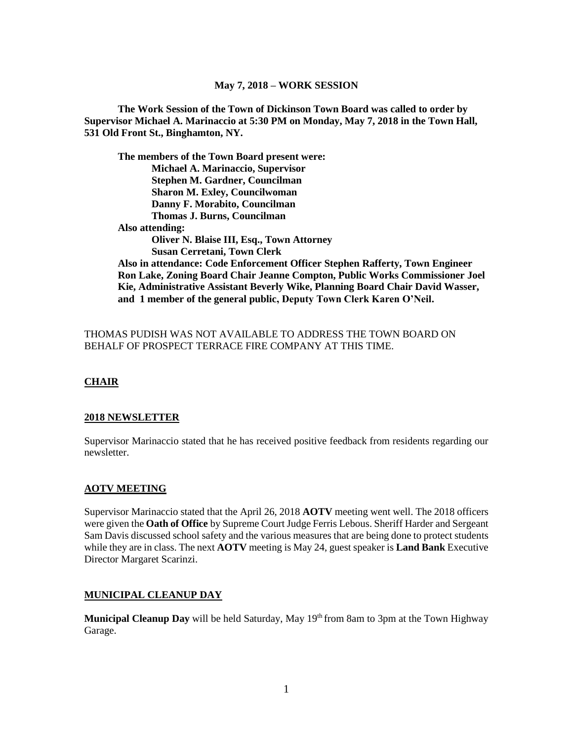**May 7, 2018 – WORK SESSION**

**The Work Session of the Town of Dickinson Town Board was called to order by Supervisor Michael A. Marinaccio at 5:30 PM on Monday, May 7, 2018 in the Town Hall, 531 Old Front St., Binghamton, NY.**

**The members of the Town Board present were:**
**Michael A. Marinaccio, Supervisor**
**Stephen M. Gardner, Councilman**
**Sharon M. Exley, Councilwoman**
**Danny F. Morabito, Councilman**
**Thomas J. Burns, Councilman**

**Also attending:**
**Oliver N. Blaise III, Esq., Town Attorney**
**Susan Cerretani, Town Clerk**

**Also in attendance: Code Enforcement Officer Stephen Rafferty, Town Engineer Ron Lake, Zoning Board Chair Jeanne Compton, Public Works Commissioner Joel Kie, Administrative Assistant Beverly Wike, Planning Board Chair David Wasser, and 1 member of the general public, Deputy Town Clerk Karen O'Neil.**

THOMAS PUDISH WAS NOT AVAILABLE TO ADDRESS THE TOWN BOARD ON BEHALF OF PROSPECT TERRACE FIRE COMPANY AT THIS TIME.

## CHAIR

### 2018 NEWSLETTER

Supervisor Marinaccio stated that he has received positive feedback from residents regarding our newsletter.

### AOTV MEETING

Supervisor Marinaccio stated that the April 26, 2018 **AOTV** meeting went well. The 2018 officers were given the **Oath of Office** by Supreme Court Judge Ferris Lebous. Sheriff Harder and Sergeant Sam Davis discussed school safety and the various measures that are being done to protect students while they are in class. The next **AOTV** meeting is May 24, guest speaker is **Land Bank** Executive Director Margaret Scarinzi.

### MUNICIPAL CLEANUP DAY

**Municipal Cleanup Day** will be held Saturday, May 19th from 8am to 3pm at the Town Highway Garage.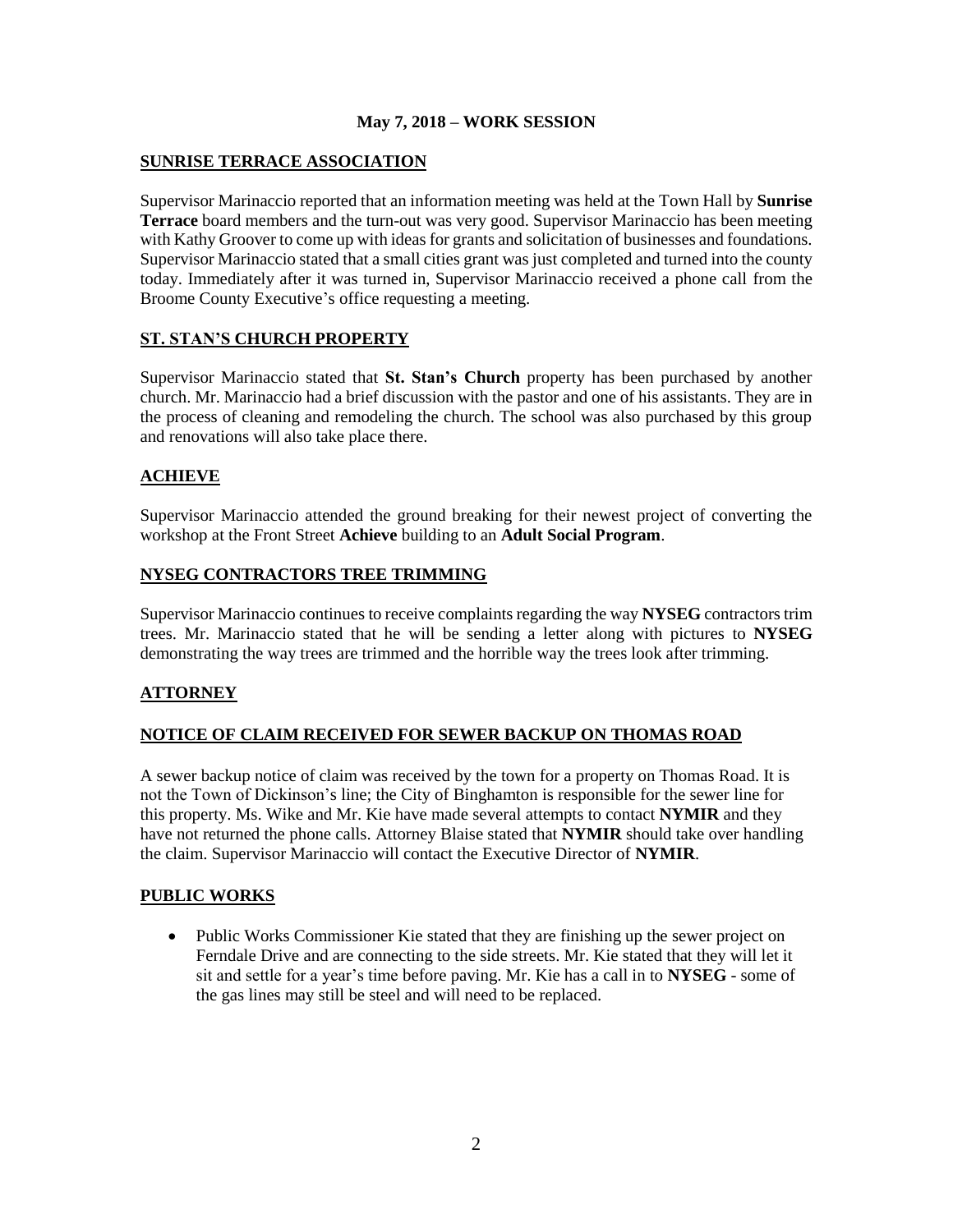**May 7, 2018 – WORK SESSION**

## SUNRISE TERRACE ASSOCIATION

Supervisor Marinaccio reported that an information meeting was held at the Town Hall by **Sunrise Terrace** board members and the turn-out was very good. Supervisor Marinaccio has been meeting with Kathy Groover to come up with ideas for grants and solicitation of businesses and foundations. Supervisor Marinaccio stated that a small cities grant was just completed and turned into the county today. Immediately after it was turned in, Supervisor Marinaccio received a phone call from the Broome County Executive's office requesting a meeting.

## ST. STAN'S CHURCH PROPERTY

Supervisor Marinaccio stated that **St. Stan's Church** property has been purchased by another church. Mr. Marinaccio had a brief discussion with the pastor and one of his assistants. They are in the process of cleaning and remodeling the church. The school was also purchased by this group and renovations will also take place there.

## ACHIEVE

Supervisor Marinaccio attended the ground breaking for their newest project of converting the workshop at the Front Street **Achieve** building to an **Adult Social Program**.

## NYSEG CONTRACTORS TREE TRIMMING

Supervisor Marinaccio continues to receive complaints regarding the way **NYSEG** contractors trim trees. Mr. Marinaccio stated that he will be sending a letter along with pictures to **NYSEG** demonstrating the way trees are trimmed and the horrible way the trees look after trimming.

## ATTORNEY

## NOTICE OF CLAIM RECEIVED FOR SEWER BACKUP ON THOMAS ROAD

A sewer backup notice of claim was received by the town for a property on Thomas Road. It is not the Town of Dickinson's line; the City of Binghamton is responsible for the sewer line for this property. Ms. Wike and Mr. Kie have made several attempts to contact **NYMIR** and they have not returned the phone calls. Attorney Blaise stated that **NYMIR** should take over handling the claim. Supervisor Marinaccio will contact the Executive Director of **NYMIR**.

## PUBLIC WORKS

- Public Works Commissioner Kie stated that they are finishing up the sewer project on Ferndale Drive and are connecting to the side streets. Mr. Kie stated that they will let it sit and settle for a year's time before paving. Mr. Kie has a call in to **NYSEG** - some of the gas lines may still be steel and will need to be replaced.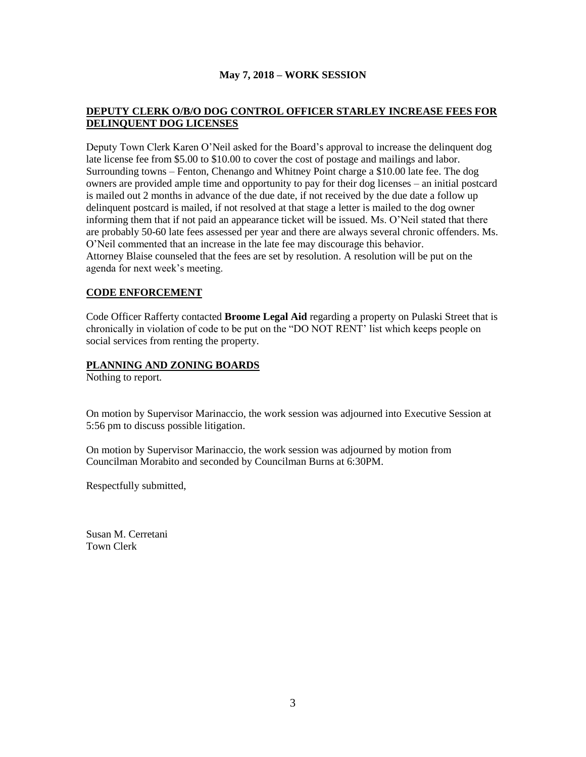**May 7, 2018 – WORK SESSION**

**DEPUTY CLERK O/B/O DOG CONTROL OFFICER STARLEY INCREASE FEES FOR DELINQUENT DOG LICENSES**

Deputy Town Clerk Karen O'Neil asked for the Board's approval to increase the delinquent dog late license fee from $5.00 to $10.00 to cover the cost of postage and mailings and labor. Surrounding towns – Fenton, Chenango and Whitney Point charge a $10.00 late fee. The dog owners are provided ample time and opportunity to pay for their dog licenses – an initial postcard is mailed out 2 months in advance of the due date, if not received by the due date a follow up delinquent postcard is mailed, if not resolved at that stage a letter is mailed to the dog owner informing them that if not paid an appearance ticket will be issued. Ms. O'Neil stated that there are probably 50-60 late fees assessed per year and there are always several chronic offenders. Ms. O'Neil commented that an increase in the late fee may discourage this behavior.
Attorney Blaise counseled that the fees are set by resolution. A resolution will be put on the agenda for next week's meeting.

**CODE ENFORCEMENT**

Code Officer Rafferty contacted **Broome Legal Aid** regarding a property on Pulaski Street that is chronically in violation of code to be put on the "DO NOT RENT' list which keeps people on social services from renting the property.

**PLANNING AND ZONING BOARDS**

Nothing to report.

On motion by Supervisor Marinaccio, the work session was adjourned into Executive Session at 5:56 pm to discuss possible litigation.

On motion by Supervisor Marinaccio, the work session was adjourned by motion from Councilman Morabito and seconded by Councilman Burns at 6:30PM.

Respectfully submitted,

Susan M. Cerretani
Town Clerk